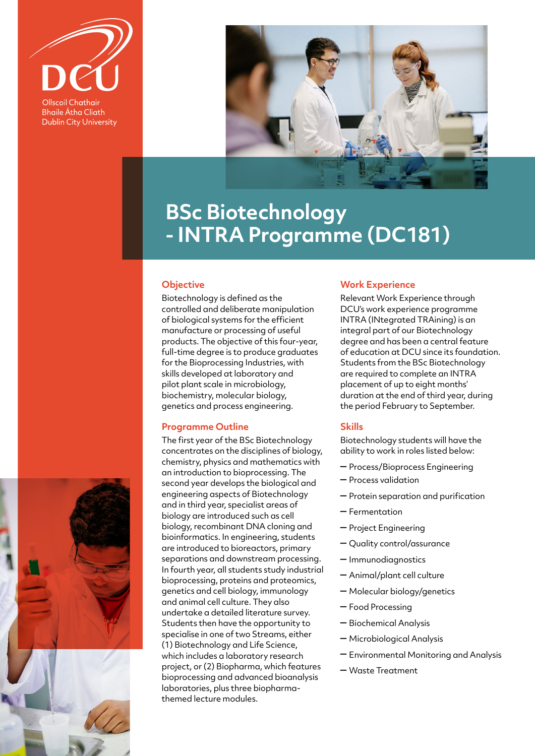Ollscoil Chathair Bhaile Átha Cliath
Dublin City University

# BSc Biotechnology - INTRA Programme (DC181)

## Objective

Biotechnology is defined as the controlled and deliberate manipulation of biological systems for the efficient manufacture or processing of useful products. The objective of this four-year, full-time degree is to produce graduates for the Bioprocessing Industries, with skills developed at laboratory and pilot plant scale in microbiology, biochemistry, molecular biology, genetics and process engineering.

## Programme Outline

The first year of the BSc Biotechnology concentrates on the disciplines of biology, chemistry, physics and mathematics with an introduction to bioprocessing. The second year develops the biological and engineering aspects of Biotechnology and in third year, specialist areas of biology are introduced such as cell biology, recombinant DNA cloning and bioinformatics. In engineering, students are introduced to bioreactors, primary separations and downstream processing. In fourth year, all students study industrial bioprocessing, proteins and proteomics, genetics and cell biology, immunology and animal cell culture. They also undertake a detailed literature survey. Students then have the opportunity to specialise in one of two Streams, either (1) Biotechnology and Life Science, which includes a laboratory research project, or (2) Biopharma, which features bioprocessing and advanced bioanalysis laboratories, plus three biopharma-themed lecture modules.

## Work Experience

Relevant Work Experience through DCU's work experience programme INTRA (INtegrated TRAining) is an integral part of our Biotechnology degree and has been a central feature of education at DCU since its foundation. Students from the BSc Biotechnology are required to complete an INTRA placement of up to eight months' duration at the end of third year, during the period February to September.

## Skills

Biotechnology students will have the ability to work in roles listed below:

- Process/Bioprocess Engineering
- Process validation
- Protein separation and purification
- Fermentation
- Project Engineering
- Quality control/assurance
- Immunodiagnostics
- Animal/plant cell culture
- Molecular biology/genetics
- Food Processing
- Biochemical Analysis
- Microbiological Analysis
- Environmental Monitoring and Analysis
- Waste Treatment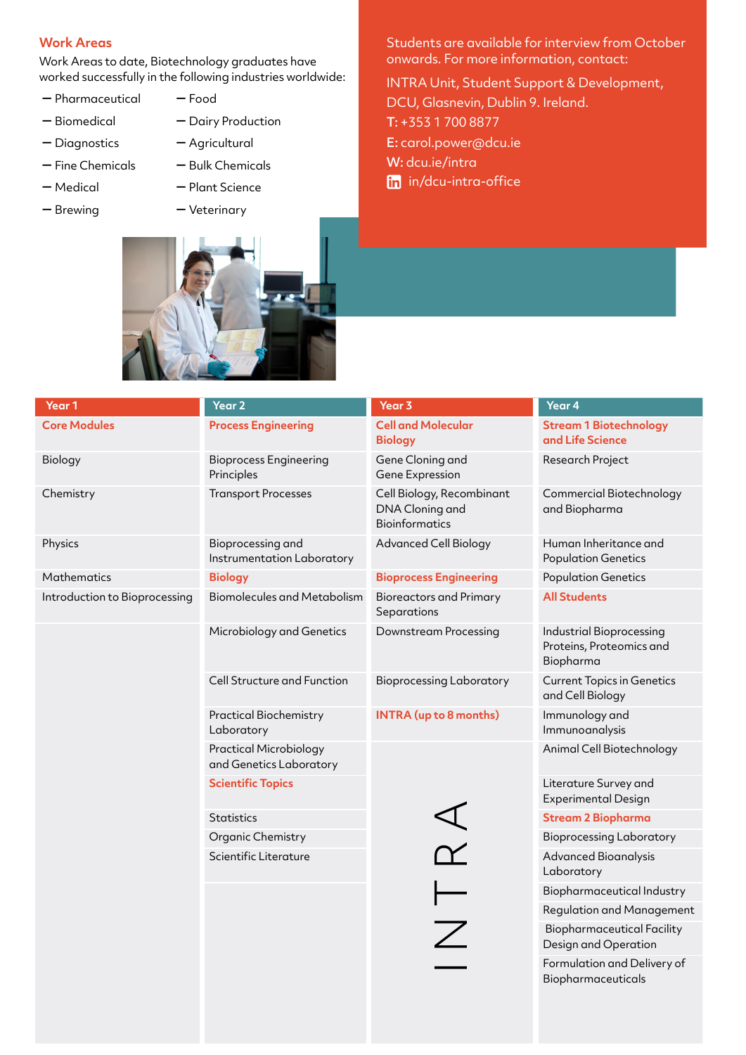## Work Areas

Work Areas to date, Biotechnology graduates have worked successfully in the following industries worldwide:

- Pharmaceutical
- Biomedical
- Diagnostics
- Fine Chemicals
- Medical
- Brewing
- Food
- Dairy Production
- Agricultural
- Bulk Chemicals
- Plant Science
- Veterinary

Students are available for interview from October onwards. For more information, contact:

INTRA Unit, Student Support & Development, DCU, Glasnevin, Dublin 9. Ireland.
**T:** +353 1 700 8877
**E:** carol.power@dcu.ie
**W:** dcu.ie/intra
in/dcu-intra-office

| Year 1 | Year 2 | Year 3 | Year 4 |
|---|---|---|---|
| **Core Modules** | **Process Engineering** | **Cell and Molecular Biology** | **Stream 1 Biotechnology and Life Science** |
| Biology | Bioprocess Engineering Principles | Gene Cloning and Gene Expression | Research Project |
| Chemistry | Transport Processes | Cell Biology, Recombinant DNA Cloning and Bioinformatics | Commercial Biotechnology and Biopharma |
| Physics | Bioprocessing and Instrumentation Laboratory | Advanced Cell Biology | Human Inheritance and Population Genetics |
| Mathematics | **Biology** | **Bioprocess Engineering** | Population Genetics |
| Introduction to Bioprocessing | Biomolecules and Metabolism | Bioreactors and Primary Separations | **All Students** |
| | Microbiology and Genetics | Downstream Processing | Industrial Bioprocessing Proteins, Proteomics and Biopharma |
| | Cell Structure and Function | Bioprocessing Laboratory | Current Topics in Genetics and Cell Biology |
| | Practical Biochemistry Laboratory | **INTRA (up to 8 months)** | Immunology and Immunoanalysis |
| | Practical Microbiology and Genetics Laboratory | INTRA | Animal Cell Biotechnology |
| | **Scientific Topics** | | Literature Survey and Experimental Design |
| | Statistics | | **Stream 2 Biopharma** |
| | Organic Chemistry | | Bioprocessing Laboratory |
| | Scientific Literature | | Advanced Bioanalysis Laboratory |
| | | | Biopharmaceutical Industry |
| | | | Regulation and Management |
| | | | Biopharmaceutical Facility Design and Operation |
| | | | Formulation and Delivery of Biopharmaceuticals |